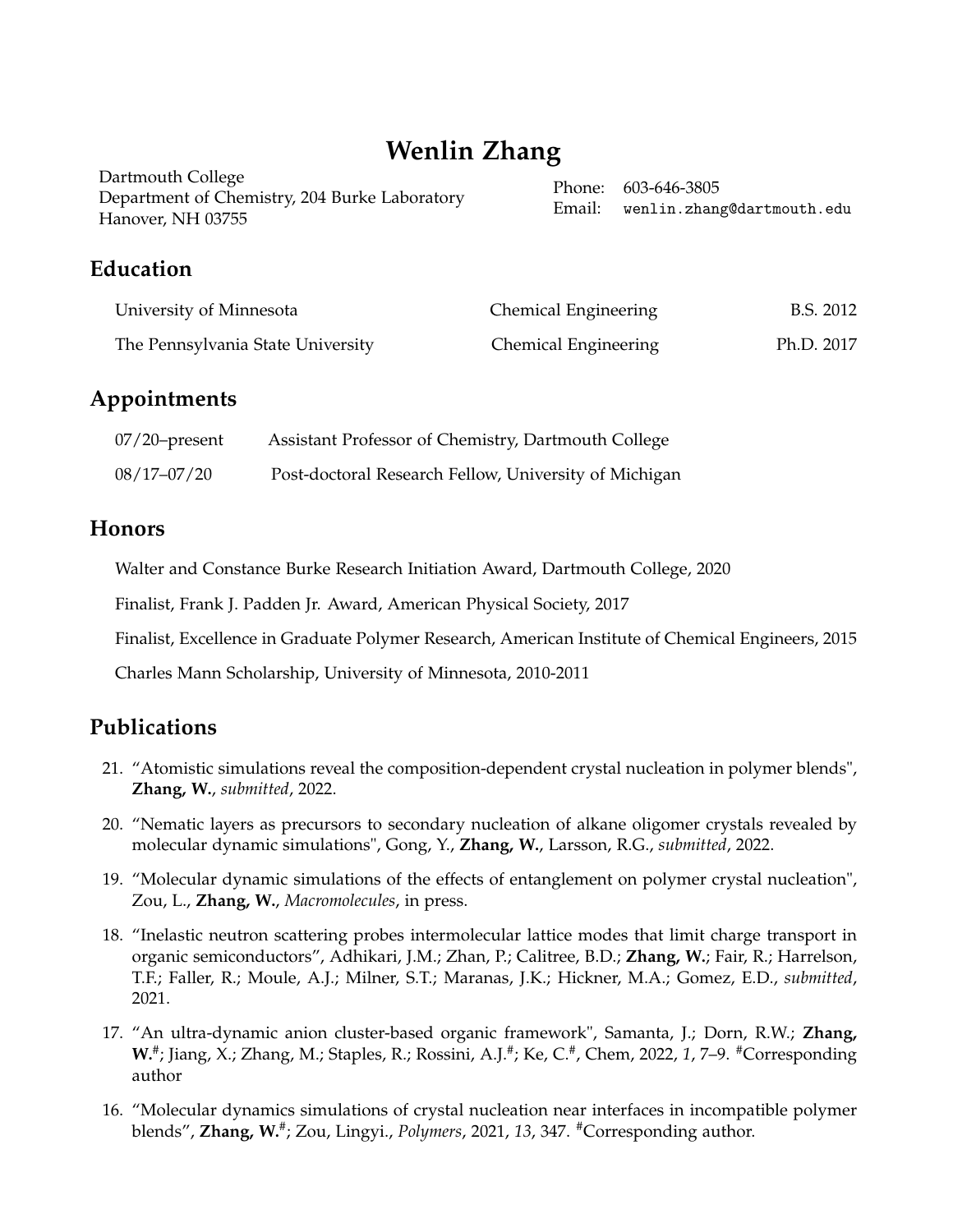# Wenlin Zhang

Dartmouth College
Department of Chemistry, 204 Burke Laboratory
Hanover, NH 03755

Phone: 603-646-3805
Email: wenlin.zhang@dartmouth.edu

## Education

| | | |
|---|---|---|
| University of Minnesota | Chemical Engineering | B.S. 2012 |
| The Pennsylvania State University | Chemical Engineering | Ph.D. 2017 |

## Appointments

| | |
|---|---|
| 07/20–present | Assistant Professor of Chemistry, Dartmouth College |
| 08/17–07/20 | Post-doctoral Research Fellow, University of Michigan |

## Honors

Walter and Constance Burke Research Initiation Award, Dartmouth College, 2020

Finalist, Frank J. Padden Jr. Award, American Physical Society, 2017

Finalist, Excellence in Graduate Polymer Research, American Institute of Chemical Engineers, 2015

Charles Mann Scholarship, University of Minnesota, 2010-2011

## Publications

21. "Atomistic simulations reveal the composition-dependent crystal nucleation in polymer blends", **Zhang, W.**, *submitted*, 2022.

20. "Nematic layers as precursors to secondary nucleation of alkane oligomer crystals revealed by molecular dynamic simulations", Gong, Y., **Zhang, W.**, Larsson, R.G., *submitted*, 2022.

19. "Molecular dynamic simulations of the effects of entanglement on polymer crystal nucleation", Zou, L., **Zhang, W.**, *Macromolecules*, in press.

18. "Inelastic neutron scattering probes intermolecular lattice modes that limit charge transport in organic semiconductors", Adhikari, J.M.; Zhan, P.; Calitree, B.D.; **Zhang, W.**; Fair, R.; Harrelson, T.F.; Faller, R.; Moule, A.J.; Milner, S.T.; Maranas, J.K.; Hickner, M.A.; Gomez, E.D., *submitted*, 2021.

17. "An ultra-dynamic anion cluster-based organic framework", Samanta, J.; Dorn, R.W.; **Zhang, W.**#; Jiang, X.; Zhang, M.; Staples, R.; Rossini, A.J.#; Ke, C.#, Chem, 2022, *1*, 7–9. #Corresponding author

16. "Molecular dynamics simulations of crystal nucleation near interfaces in incompatible polymer blends", **Zhang, W.**#; Zou, Lingyi., *Polymers*, 2021, *13*, 347. #Corresponding author.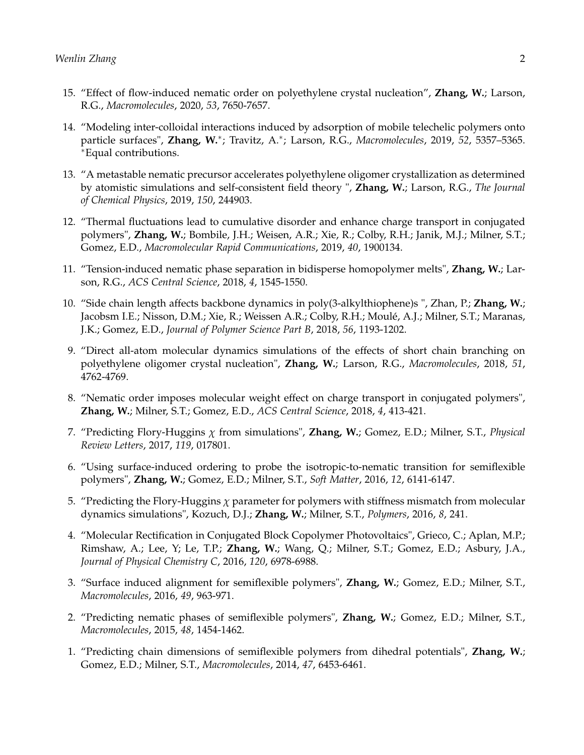15. "Effect of flow-induced nematic order on polyethylene crystal nucleation", **Zhang, W.**; Larson, R.G., *Macromolecules*, 2020, *53*, 7650-7657.

14. "Modeling inter-colloidal interactions induced by adsorption of mobile telechelic polymers onto particle surfaces", **Zhang, W.**\*; Travitz, A.\*; Larson, R.G., *Macromolecules*, 2019, *52*, 5357–5365. \*Equal contributions.

13. "A metastable nematic precursor accelerates polyethylene oligomer crystallization as determined by atomistic simulations and self-consistent field theory ", **Zhang, W.**; Larson, R.G., *The Journal of Chemical Physics*, 2019, *150*, 244903.

12. "Thermal fluctuations lead to cumulative disorder and enhance charge transport in conjugated polymers", **Zhang, W.**; Bombile, J.H.; Weisen, A.R.; Xie, R.; Colby, R.H.; Janik, M.J.; Milner, S.T.; Gomez, E.D., *Macromolecular Rapid Communications*, 2019, *40*, 1900134.

11. "Tension-induced nematic phase separation in bidisperse homopolymer melts", **Zhang, W.**; Larson, R.G., *ACS Central Science*, 2018, *4*, 1545-1550.

10. "Side chain length affects backbone dynamics in poly(3-alkylthiophene)s ", Zhan, P.; **Zhang, W.**; Jacobsm I.E.; Nisson, D.M.; Xie, R.; Weissen A.R.; Colby, R.H.; Moulé, A.J.; Milner, S.T.; Maranas, J.K.; Gomez, E.D., *Journal of Polymer Science Part B*, 2018, *56*, 1193-1202.

9. "Direct all-atom molecular dynamics simulations of the effects of short chain branching on polyethylene oligomer crystal nucleation", **Zhang, W.**; Larson, R.G., *Macromolecules*, 2018, *51*, 4762-4769.

8. "Nematic order imposes molecular weight effect on charge transport in conjugated polymers", **Zhang, W.**; Milner, S.T.; Gomez, E.D., *ACS Central Science*, 2018, *4*, 413-421.

7. "Predicting Flory-Huggins $\chi$ from simulations", **Zhang, W.**; Gomez, E.D.; Milner, S.T., *Physical Review Letters*, 2017, *119*, 017801.

6. "Using surface-induced ordering to probe the isotropic-to-nematic transition for semiflexible polymers", **Zhang, W.**; Gomez, E.D.; Milner, S.T., *Soft Matter*, 2016, *12*, 6141-6147.

5. "Predicting the Flory-Huggins $\chi$ parameter for polymers with stiffness mismatch from molecular dynamics simulations", Kozuch, D.J.; **Zhang, W.**; Milner, S.T., *Polymers*, 2016, *8*, 241.

4. "Molecular Rectification in Conjugated Block Copolymer Photovoltaics", Grieco, C.; Aplan, M.P.; Rimshaw, A.; Lee, Y; Le, T.P.; **Zhang, W.**; Wang, Q.; Milner, S.T.; Gomez, E.D.; Asbury, J.A., *Journal of Physical Chemistry C*, 2016, *120*, 6978-6988.

3. "Surface induced alignment for semiflexible polymers", **Zhang, W.**; Gomez, E.D.; Milner, S.T., *Macromolecules*, 2016, *49*, 963-971.

2. "Predicting nematic phases of semiflexible polymers", **Zhang, W.**; Gomez, E.D.; Milner, S.T., *Macromolecules*, 2015, *48*, 1454-1462.

1. "Predicting chain dimensions of semiflexible polymers from dihedral potentials", **Zhang, W.**; Gomez, E.D.; Milner, S.T., *Macromolecules*, 2014, *47*, 6453-6461.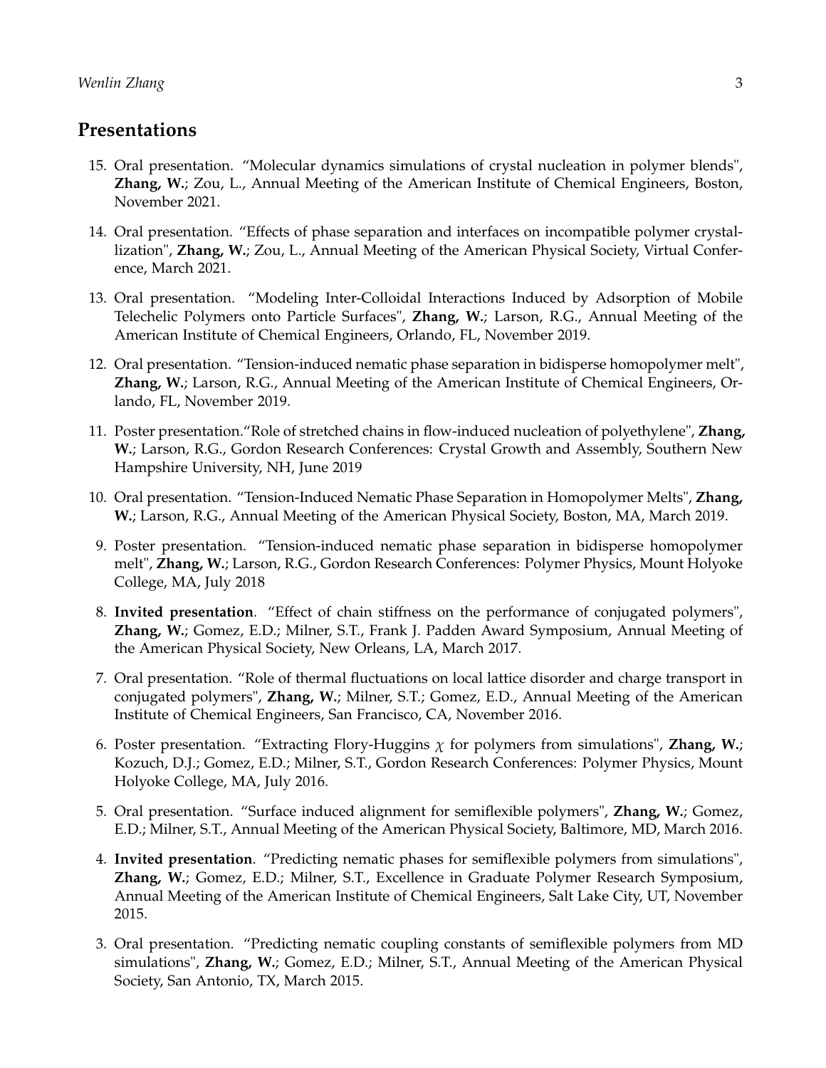## Presentations

15. Oral presentation. “Molecular dynamics simulations of crystal nucleation in polymer blends", **Zhang, W.**; Zou, L., Annual Meeting of the American Institute of Chemical Engineers, Boston, November 2021.

14. Oral presentation. “Effects of phase separation and interfaces on incompatible polymer crystallization", **Zhang, W.**; Zou, L., Annual Meeting of the American Physical Society, Virtual Conference, March 2021.

13. Oral presentation. “Modeling Inter-Colloidal Interactions Induced by Adsorption of Mobile Telechelic Polymers onto Particle Surfaces", **Zhang, W.**; Larson, R.G., Annual Meeting of the American Institute of Chemical Engineers, Orlando, FL, November 2019.

12. Oral presentation. “Tension-induced nematic phase separation in bidisperse homopolymer melt", **Zhang, W.**; Larson, R.G., Annual Meeting of the American Institute of Chemical Engineers, Orlando, FL, November 2019.

11. Poster presentation.“Role of stretched chains in flow-induced nucleation of polyethylene", **Zhang, W.**; Larson, R.G., Gordon Research Conferences: Crystal Growth and Assembly, Southern New Hampshire University, NH, June 2019

10. Oral presentation. “Tension-Induced Nematic Phase Separation in Homopolymer Melts", **Zhang, W.**; Larson, R.G., Annual Meeting of the American Physical Society, Boston, MA, March 2019.

9. Poster presentation. “Tension-induced nematic phase separation in bidisperse homopolymer melt", **Zhang, W.**; Larson, R.G., Gordon Research Conferences: Polymer Physics, Mount Holyoke College, MA, July 2018

8. **Invited presentation**. “Effect of chain stiffness on the performance of conjugated polymers", **Zhang, W.**; Gomez, E.D.; Milner, S.T., Frank J. Padden Award Symposium, Annual Meeting of the American Physical Society, New Orleans, LA, March 2017.

7. Oral presentation. “Role of thermal fluctuations on local lattice disorder and charge transport in conjugated polymers", **Zhang, W.**; Milner, S.T.; Gomez, E.D., Annual Meeting of the American Institute of Chemical Engineers, San Francisco, CA, November 2016.

6. Poster presentation. “Extracting Flory-Huggins $\chi$ for polymers from simulations", **Zhang, W.**; Kozuch, D.J.; Gomez, E.D.; Milner, S.T., Gordon Research Conferences: Polymer Physics, Mount Holyoke College, MA, July 2016.

5. Oral presentation. “Surface induced alignment for semiflexible polymers", **Zhang, W.**; Gomez, E.D.; Milner, S.T., Annual Meeting of the American Physical Society, Baltimore, MD, March 2016.

4. **Invited presentation**. “Predicting nematic phases for semiflexible polymers from simulations", **Zhang, W.**; Gomez, E.D.; Milner, S.T., Excellence in Graduate Polymer Research Symposium, Annual Meeting of the American Institute of Chemical Engineers, Salt Lake City, UT, November 2015.

3. Oral presentation. “Predicting nematic coupling constants of semiflexible polymers from MD simulations", **Zhang, W.**; Gomez, E.D.; Milner, S.T., Annual Meeting of the American Physical Society, San Antonio, TX, March 2015.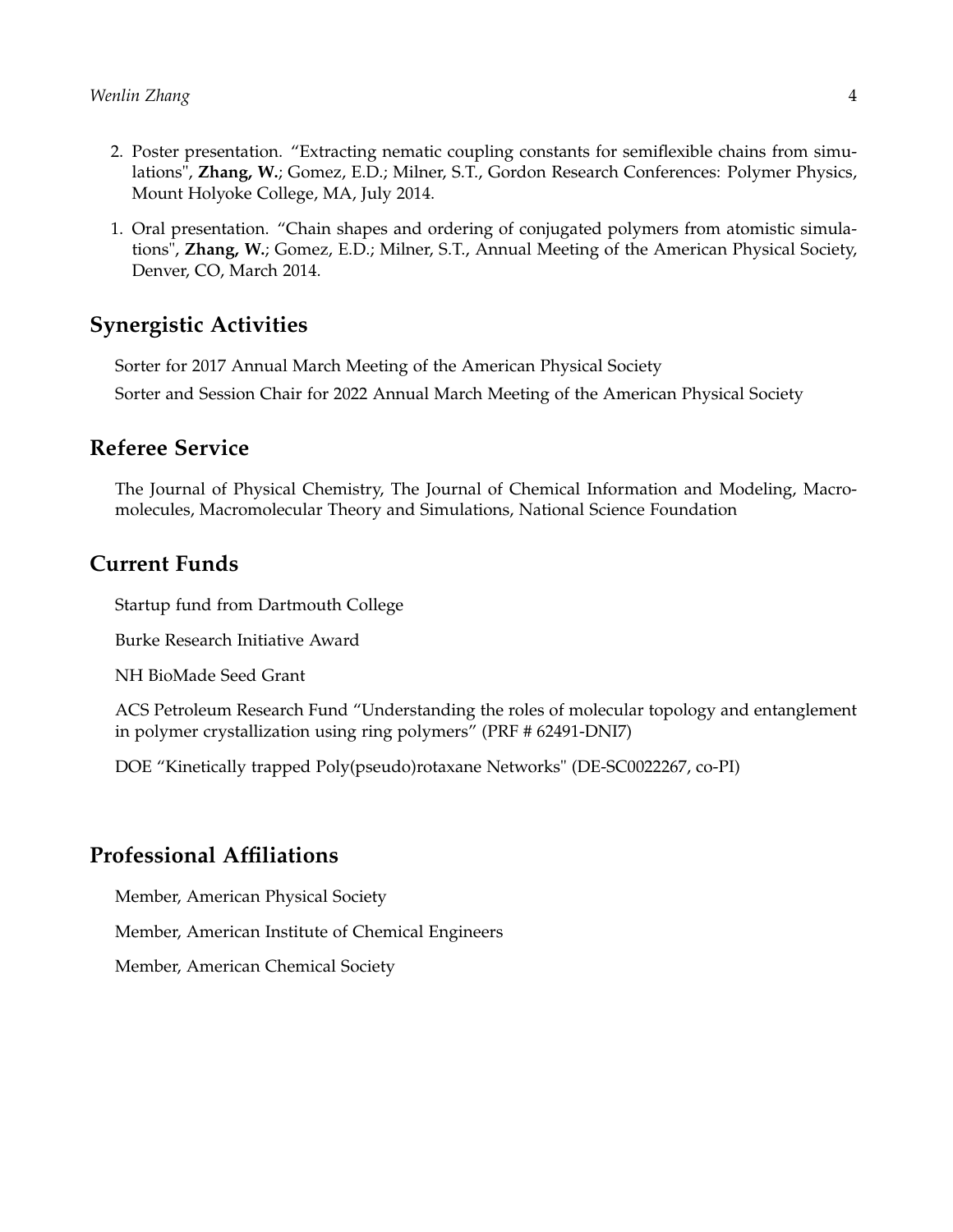2. Poster presentation. "Extracting nematic coupling constants for semiflexible chains from simulations", **Zhang, W.**; Gomez, E.D.; Milner, S.T., Gordon Research Conferences: Polymer Physics, Mount Holyoke College, MA, July 2014.

1. Oral presentation. "Chain shapes and ordering of conjugated polymers from atomistic simulations", **Zhang, W.**; Gomez, E.D.; Milner, S.T., Annual Meeting of the American Physical Society, Denver, CO, March 2014.

## Synergistic Activities

Sorter for 2017 Annual March Meeting of the American Physical Society

Sorter and Session Chair for 2022 Annual March Meeting of the American Physical Society

## Referee Service

The Journal of Physical Chemistry, The Journal of Chemical Information and Modeling, Macromolecules, Macromolecular Theory and Simulations, National Science Foundation

## Current Funds

Startup fund from Dartmouth College

Burke Research Initiative Award

NH BioMade Seed Grant

ACS Petroleum Research Fund "Understanding the roles of molecular topology and entanglement in polymer crystallization using ring polymers" (PRF # 62491-DNI7)

DOE "Kinetically trapped Poly(pseudo)rotaxane Networks" (DE-SC0022267, co-PI)

## Professional Affiliations

Member, American Physical Society

Member, American Institute of Chemical Engineers

Member, American Chemical Society